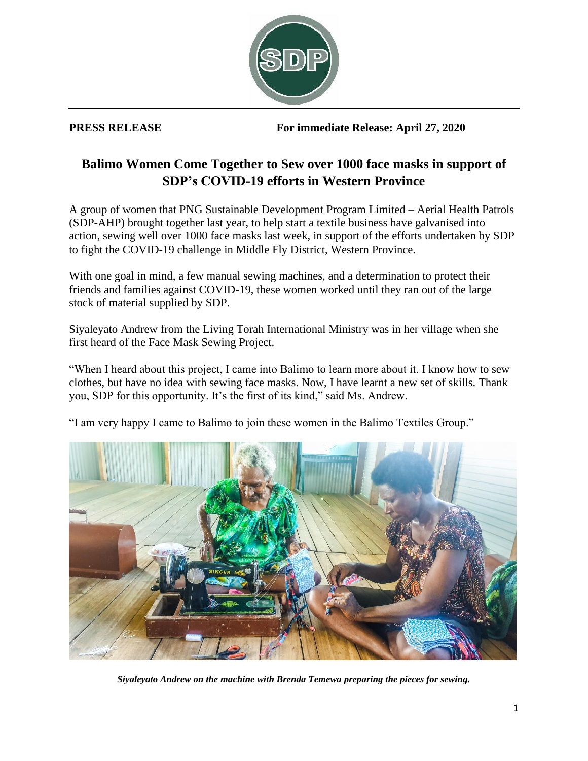**PRESS RELEASE** **For immediate Release: April 27, 2020**

# Balimo Women Come Together to Sew over 1000 face masks in support of SDP's COVID-19 efforts in Western Province

A group of women that PNG Sustainable Development Program Limited – Aerial Health Patrols (SDP-AHP) brought together last year, to help start a textile business have galvanised into action, sewing well over 1000 face masks last week, in support of the efforts undertaken by SDP to fight the COVID-19 challenge in Middle Fly District, Western Province.

With one goal in mind, a few manual sewing machines, and a determination to protect their friends and families against COVID-19, these women worked until they ran out of the large stock of material supplied by SDP.

Siyaleyato Andrew from the Living Torah International Ministry was in her village when she first heard of the Face Mask Sewing Project.

"When I heard about this project, I came into Balimo to learn more about it. I know how to sew clothes, but have no idea with sewing face masks. Now, I have learnt a new set of skills. Thank you, SDP for this opportunity. It's the first of its kind," said Ms. Andrew.

"I am very happy I came to Balimo to join these women in the Balimo Textiles Group."

*Siyaleyato Andrew on the machine with Brenda Temewa preparing the pieces for sewing.*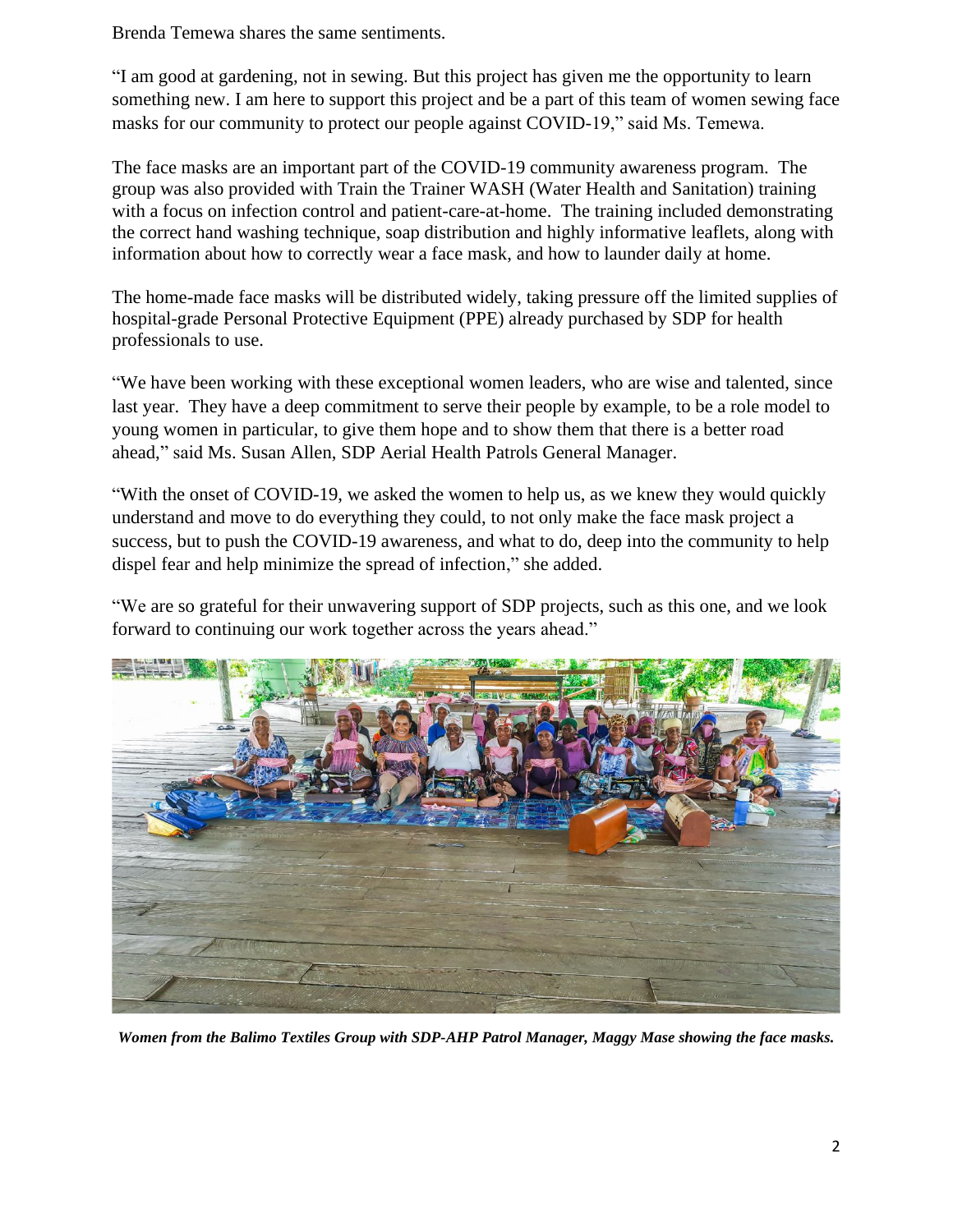Brenda Temewa shares the same sentiments.

"I am good at gardening, not in sewing. But this project has given me the opportunity to learn something new. I am here to support this project and be a part of this team of women sewing face masks for our community to protect our people against COVID-19," said Ms. Temewa.

The face masks are an important part of the COVID-19 community awareness program. The group was also provided with Train the Trainer WASH (Water Health and Sanitation) training with a focus on infection control and patient-care-at-home. The training included demonstrating the correct hand washing technique, soap distribution and highly informative leaflets, along with information about how to correctly wear a face mask, and how to launder daily at home.

The home-made face masks will be distributed widely, taking pressure off the limited supplies of hospital-grade Personal Protective Equipment (PPE) already purchased by SDP for health professionals to use.

"We have been working with these exceptional women leaders, who are wise and talented, since last year. They have a deep commitment to serve their people by example, to be a role model to young women in particular, to give them hope and to show them that there is a better road ahead," said Ms. Susan Allen, SDP Aerial Health Patrols General Manager.

"With the onset of COVID-19, we asked the women to help us, as we knew they would quickly understand and move to do everything they could, to not only make the face mask project a success, but to push the COVID-19 awareness, and what to do, deep into the community to help dispel fear and help minimize the spread of infection," she added.

"We are so grateful for their unwavering support of SDP projects, such as this one, and we look forward to continuing our work together across the years ahead."

***Women from the Balimo Textiles Group with SDP-AHP Patrol Manager, Maggy Mase showing the face masks.***